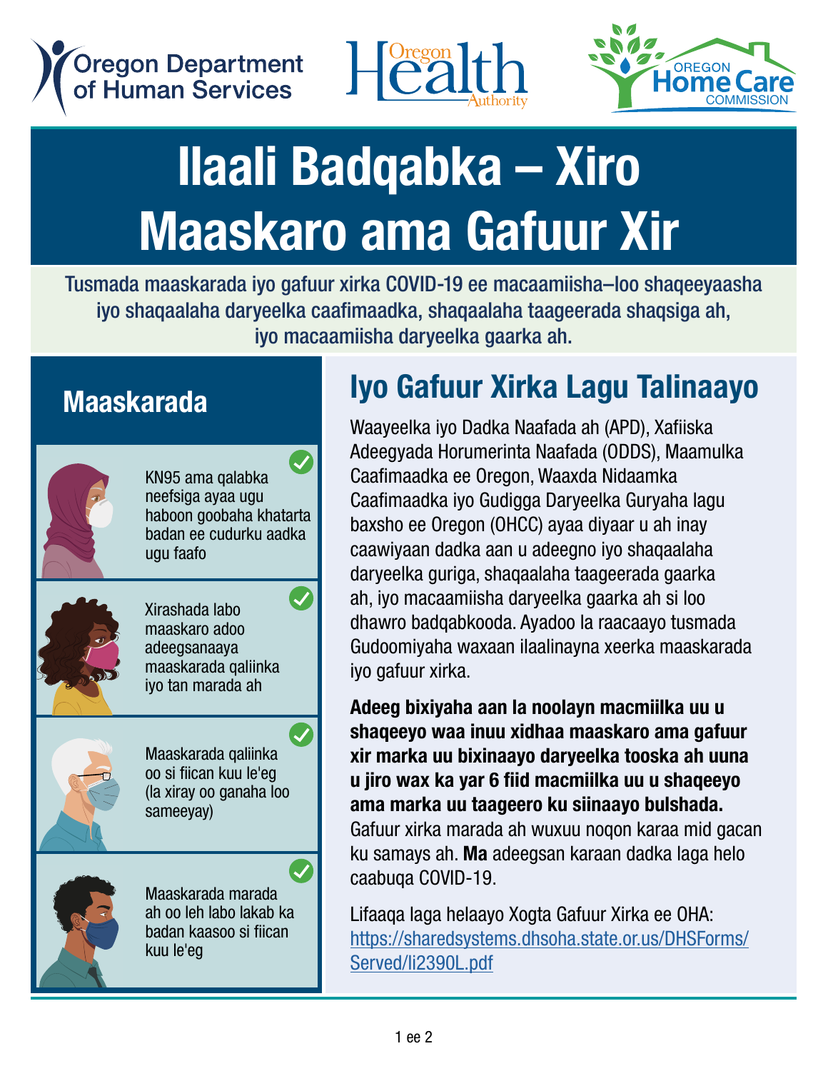Oregon Department of Human Services

Oregon Health Authority

Oregon Home Care Commission

# Ilaali Badqabka – Xiro Maaskaro ama Gafuur Xir

Tusmada maaskarada iyo gafuur xirka COVID-19 ee macaamiisha–loo shaqeeyaasha iyo shaqaalaha daryeelka caafimaadka, shaqaalaha taageerada shaqsiga ah, iyo macaamiisha daryeelka gaarka ah.

## Maaskarada

- KN95 ama qalabka neefsiga ayaa ugu haboon goobaha khatarta badan ee cudurku aadka ugu faafo
- Xirashada labo maaskaro adoo adeegsanaaya maaskarada qaliinka iyo tan marada ah
- Maaskarada qaliinka oo si fiican kuu le'eg (la xiray oo ganaha loo sameeyay)
- Maaskarada marada ah oo leh labo lakab ka badan kaasoo si fiican kuu le'eg

## Iyo Gafuur Xirka Lagu Talinaayo

Waayeelka iyo Dadka Naafada ah (APD), Xafiiska Adeegyada Horumerinta Naafada (ODDS), Maamulka Caafimaadka ee Oregon, Waaxda Nidaamka Caafimaadka iyo Gudigga Daryeelka Guryaha lagu baxsho ee Oregon (OHCC) ayaa diyaar u ah inay caawiyaan dadka aan u adeegno iyo shaqaalaha daryeelka guriga, shaqaalaha taageerada gaarka ah, iyo macaamiisha daryeelka gaarka ah si loo dhawro badqabkooda. Ayadoo la raacaayo tusmada Gudoomiyaha waxaan ilaalinayna xeerka maaskarada iyo gafuur xirka.

**Adeeg bixiyaha aan la noolayn macmiilka uu u shaqeeyo waa inuu xidhaa maaskaro ama gafuur xir marka uu bixinaayo daryeelka tooska ah uuna u jiro wax ka yar 6 fiid macmiilka uu u shaqeeyo ama marka uu taageero ku siinaayo bulshada.** Gafuur xirka marada ah wuxuu noqon karaa mid gacan ku samays ah. **Ma** adeegsan karaan dadka laga helo caabuqa COVID-19.

Lifaaqa laga helaayo Xogta Gafuur Xirka ee OHA: https://sharedsystems.dhsoha.state.or.us/DHSForms/Served/li2390L.pdf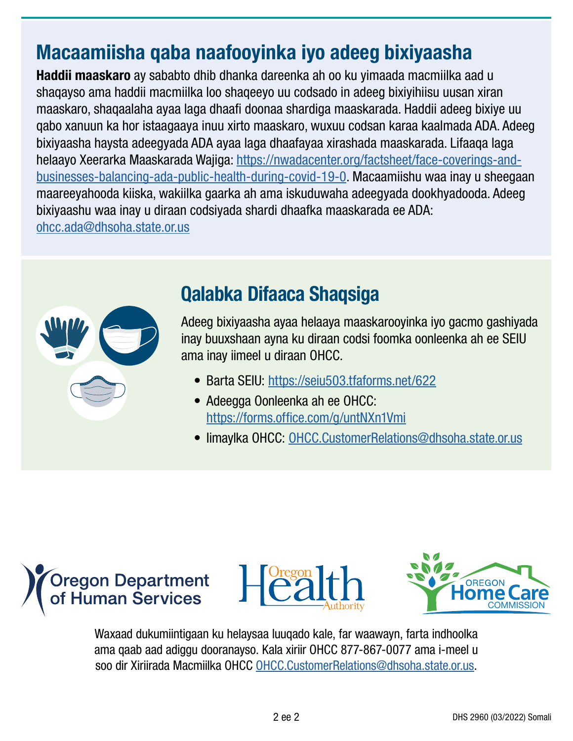## Macaamiisha qaba naafooyinka iyo adeeg bixiyaasha

**Haddii maaskaro** ay sababto dhib dhanka dareenka ah oo ku yimaada macmiilka aad u shaqayso ama haddii macmiilka loo shaqeeyo uu codsado in adeeg bixiyihiisu uusan xiran maaskaro, shaqaalaha ayaa laga dhaafi doonaa shardiga maaskarada. Haddii adeeg bixiye uu qabo xanuun ka hor istaagaaya inuu xirto maaskaro, wuxuu codsan karaa kaalmada ADA. Adeeg bixiyaasha haysta adeegyada ADA ayaa laga dhaafayaa xirashada maaskarada. Lifaaqa laga helaayo Xeerarka Maaskarada Wajiga: https://nwadacenter.org/factsheet/face-coverings-and-businesses-balancing-ada-public-health-during-covid-19-0. Macaamiishu waa inay u sheegaan maareeyahooda kiiska, wakiilka gaarka ah ama iskuduwaha adeegyada dookhyadooda. Adeeg bixiyaashu waa inay u diraan codsiyada shardi dhaafka maaskarada ee ADA: ohcc.ada@dhsoha.state.or.us

## Qalabka Difaaca Shaqsiga

Adeeg bixiyaasha ayaa helaaya maaskarooyinka iyo gacmo gashiyada inay buuxshaan ayna ku diraan codsi foomka oonleenka ah ee SEIU ama inay iimeel u diraan OHCC.

- Barta SEIU: https://seiu503.tfaforms.net/622
- Adeegga Oonleenka ah ee OHCC: https://forms.office.com/g/untNXn1Vmi
- Iimaylka OHCC: OHCC.CustomerRelations@dhsoha.state.or.us

Oregon Department of Human Services

Oregon Health Authority

Oregon Home Care Commission

Waxaad dukumiintigaan ku helaysaa luuqado kale, far waawayn, farta indhoolka ama qaab aad adiggu dooranayso. Kala xiriir OHCC 877-867-0077 ama i-meel u soo dir Xiriirada Macmiilka OHCC OHCC.CustomerRelations@dhsoha.state.or.us.

DHS 2960 (03/2022) Somali